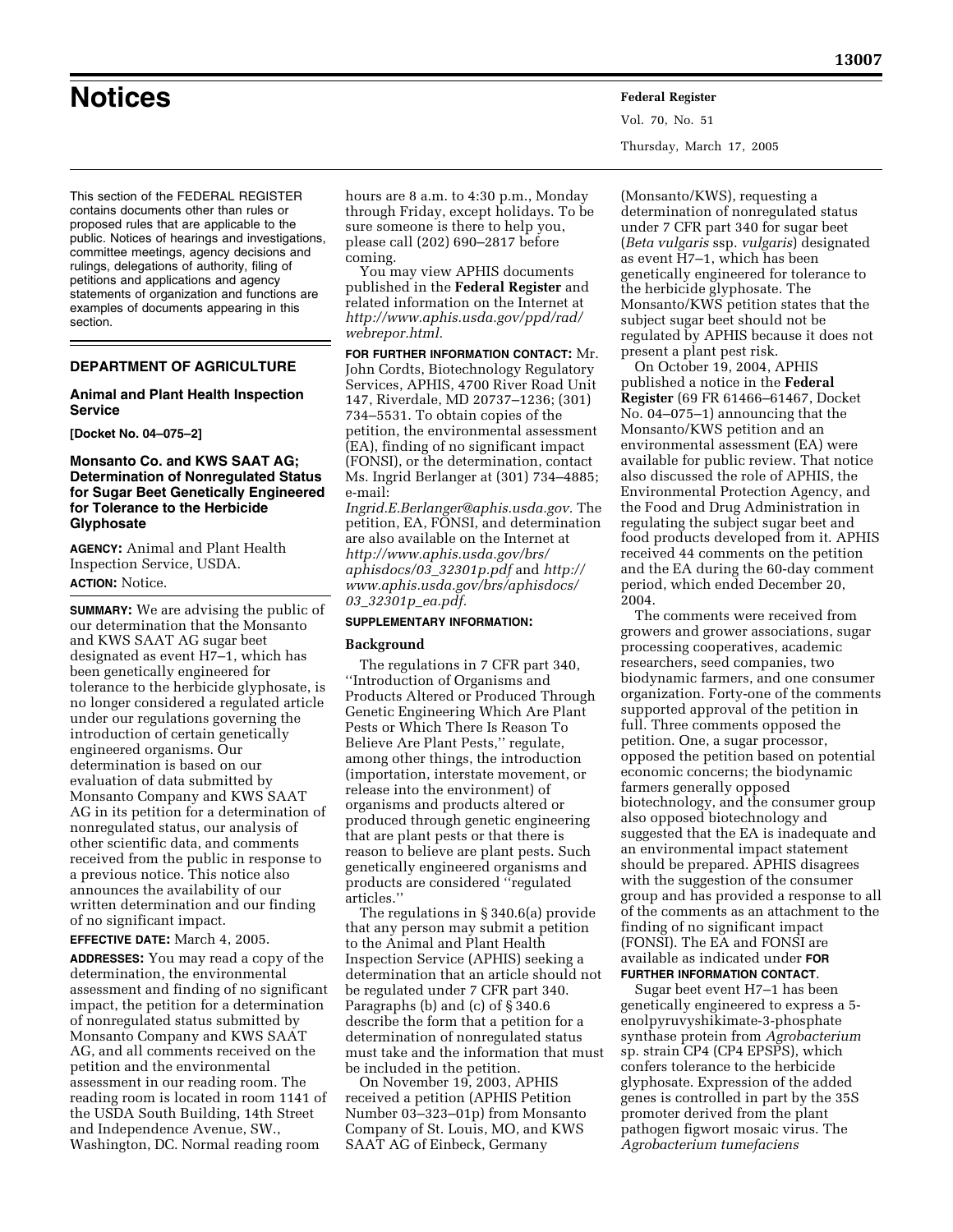# Notices

This section of the FEDERAL REGISTER contains documents other than rules or proposed rules that are applicable to the public. Notices of hearings and investigations, committee meetings, agency decisions and rulings, delegations of authority, filing of petitions and applications and agency statements of organization and functions are examples of documents appearing in this section.

## DEPARTMENT OF AGRICULTURE

### Animal and Plant Health Inspection Service

**[Docket No. 04–075–2]**

### Monsanto Co. and KWS SAAT AG; Determination of Nonregulated Status for Sugar Beet Genetically Engineered for Tolerance to the Herbicide Glyphosate

**AGENCY:** Animal and Plant Health Inspection Service, USDA.

**ACTION:** Notice.

**SUMMARY:** We are advising the public of our determination that the Monsanto and KWS SAAT AG sugar beet designated as event H7–1, which has been genetically engineered for tolerance to the herbicide glyphosate, is no longer considered a regulated article under our regulations governing the introduction of certain genetically engineered organisms. Our determination is based on our evaluation of data submitted by Monsanto Company and KWS SAAT AG in its petition for a determination of nonregulated status, our analysis of other scientific data, and comments received from the public in response to a previous notice. This notice also announces the availability of our written determination and our finding of no significant impact.

**EFFECTIVE DATE:** March 4, 2005.

**ADDRESSES:** You may read a copy of the determination, the environmental assessment and finding of no significant impact, the petition for a determination of nonregulated status submitted by Monsanto Company and KWS SAAT AG, and all comments received on the petition and the environmental assessment in our reading room. The reading room is located in room 1141 of the USDA South Building, 14th Street and Independence Avenue, SW., Washington, DC. Normal reading room hours are 8 a.m. to 4:30 p.m., Monday through Friday, except holidays. To be sure someone is there to help you, please call (202) 690–2817 before coming.

You may view APHIS documents published in the **Federal Register** and related information on the Internet at *http://www.aphis.usda.gov/ppd/rad/webrepor.html.*

**FOR FURTHER INFORMATION CONTACT:** Mr. John Cordts, Biotechnology Regulatory Services, APHIS, 4700 River Road Unit 147, Riverdale, MD 20737–1236; (301) 734–5531. To obtain copies of the petition, the environmental assessment (EA), finding of no significant impact (FONSI), or the determination, contact Ms. Ingrid Berlanger at (301) 734–4885; e-mail: *Ingrid.E.Berlanger@aphis.usda.gov.* The petition, EA, FONSI, and determination are also available on the Internet at *http://www.aphis.usda.gov/brs/aphisdocs/03_32301p.pdf* and *http://www.aphis.usda.gov/brs/aphisdocs/03_32301p_ea.pdf.*

**SUPPLEMENTARY INFORMATION:**

#### Background

The regulations in 7 CFR part 340, ''Introduction of Organisms and Products Altered or Produced Through Genetic Engineering Which Are Plant Pests or Which There Is Reason To Believe Are Plant Pests,'' regulate, among other things, the introduction (importation, interstate movement, or release into the environment) of organisms and products altered or produced through genetic engineering that are plant pests or that there is reason to believe are plant pests. Such genetically engineered organisms and products are considered ''regulated articles.''

The regulations in § 340.6(a) provide that any person may submit a petition to the Animal and Plant Health Inspection Service (APHIS) seeking a determination that an article should not be regulated under 7 CFR part 340. Paragraphs (b) and (c) of § 340.6 describe the form that a petition for a determination of nonregulated status must take and the information that must be included in the petition.

On November 19, 2003, APHIS received a petition (APHIS Petition Number 03–323–01p) from Monsanto Company of St. Louis, MO, and KWS SAAT AG of Einbeck, Germany (Monsanto/KWS), requesting a determination of nonregulated status under 7 CFR part 340 for sugar beet (*Beta vulgaris* ssp. *vulgaris*) designated as event H7–1, which has been genetically engineered for tolerance to the herbicide glyphosate. The Monsanto/KWS petition states that the subject sugar beet should not be regulated by APHIS because it does not present a plant pest risk.

On October 19, 2004, APHIS published a notice in the **Federal Register** (69 FR 61466–61467, Docket No. 04–075–1) announcing that the Monsanto/KWS petition and an environmental assessment (EA) were available for public review. That notice also discussed the role of APHIS, the Environmental Protection Agency, and the Food and Drug Administration in regulating the subject sugar beet and food products developed from it. APHIS received 44 comments on the petition and the EA during the 60-day comment period, which ended December 20, 2004.

The comments were received from growers and grower associations, sugar processing cooperatives, academic researchers, seed companies, two biodynamic farmers, and one consumer organization. Forty-one of the comments supported approval of the petition in full. Three comments opposed the petition. One, a sugar processor, opposed the petition based on potential economic concerns; the biodynamic farmers generally opposed biotechnology, and the consumer group also opposed biotechnology and suggested that the EA is inadequate and an environmental impact statement should be prepared. APHIS disagrees with the suggestion of the consumer group and has provided a response to all of the comments as an attachment to the finding of no significant impact (FONSI). The EA and FONSI are available as indicated under **FOR FURTHER INFORMATION CONTACT**.

Sugar beet event H7–1 has been genetically engineered to express a 5-enolpyruvyshikimate-3-phosphate synthase protein from *Agrobacterium* sp. strain CP4 (CP4 EPSPS), which confers tolerance to the herbicide glyphosate. Expression of the added genes is controlled in part by the 35S promoter derived from the plant pathogen figwort mosaic virus. The *Agrobacterium tumefaciens*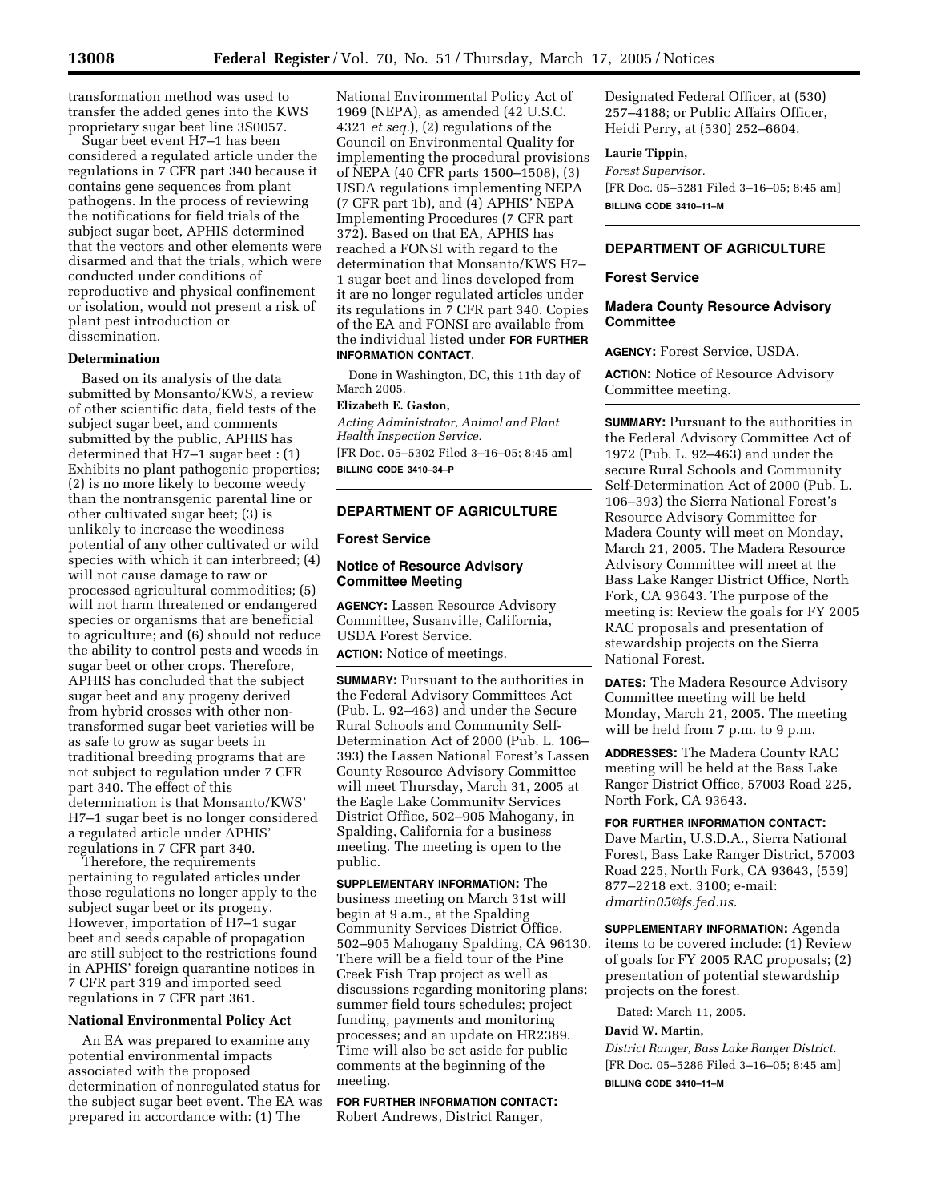transformation method was used to transfer the added genes into the KWS proprietary sugar beet line 3S0057.

Sugar beet event H7–1 has been considered a regulated article under the regulations in 7 CFR part 340 because it contains gene sequences from plant pathogens. In the process of reviewing the notifications for field trials of the subject sugar beet, APHIS determined that the vectors and other elements were disarmed and that the trials, which were conducted under conditions of reproductive and physical confinement or isolation, would not present a risk of plant pest introduction or dissemination.

**Determination**

Based on its analysis of the data submitted by Monsanto/KWS, a review of other scientific data, field tests of the subject sugar beet, and comments submitted by the public, APHIS has determined that H7–1 sugar beet : (1) Exhibits no plant pathogenic properties; (2) is no more likely to become weedy than the nontransgenic parental line or other cultivated sugar beet; (3) is unlikely to increase the weediness potential of any other cultivated or wild species with which it can interbreed; (4) will not cause damage to raw or processed agricultural commodities; (5) will not harm threatened or endangered species or organisms that are beneficial to agriculture; and (6) should not reduce the ability to control pests and weeds in sugar beet or other crops. Therefore, APHIS has concluded that the subject sugar beet and any progeny derived from hybrid crosses with other non-transformed sugar beet varieties will be as safe to grow as sugar beets in traditional breeding programs that are not subject to regulation under 7 CFR part 340. The effect of this determination is that Monsanto/KWS' H7–1 sugar beet is no longer considered a regulated article under APHIS' regulations in 7 CFR part 340.

Therefore, the requirements pertaining to regulated articles under those regulations no longer apply to the subject sugar beet or its progeny. However, importation of H7–1 sugar beet and seeds capable of propagation are still subject to the restrictions found in APHIS' foreign quarantine notices in 7 CFR part 319 and imported seed regulations in 7 CFR part 361.

**National Environmental Policy Act**

An EA was prepared to examine any potential environmental impacts associated with the proposed determination of nonregulated status for the subject sugar beet event. The EA was prepared in accordance with: (1) The National Environmental Policy Act of 1969 (NEPA), as amended (42 U.S.C. 4321 *et seq.*), (2) regulations of the Council on Environmental Quality for implementing the procedural provisions of NEPA (40 CFR parts 1500–1508), (3) USDA regulations implementing NEPA (7 CFR part 1b), and (4) APHIS' NEPA Implementing Procedures (7 CFR part 372). Based on that EA, APHIS has reached a FONSI with regard to the determination that Monsanto/KWS H7–1 sugar beet and lines developed from it are no longer regulated articles under its regulations in 7 CFR part 340. Copies of the EA and FONSI are available from the individual listed under **FOR FURTHER INFORMATION CONTACT**.

Done in Washington, DC, this 11th day of March 2005.

**Elizabeth E. Gaston,**

*Acting Administrator, Animal and Plant Health Inspection Service.*

[FR Doc. 05–5302 Filed 3–16–05; 8:45 am]

**BILLING CODE 3410–34–P**

---

## DEPARTMENT OF AGRICULTURE

### Forest Service

### Notice of Resource Advisory Committee Meeting

**AGENCY:** Lassen Resource Advisory Committee, Susanville, California, USDA Forest Service.

**ACTION:** Notice of meetings.

**SUMMARY:** Pursuant to the authorities in the Federal Advisory Committees Act (Pub. L. 92–463) and under the Secure Rural Schools and Community Self-Determination Act of 2000 (Pub. L. 106–393) the Lassen National Forest's Lassen County Resource Advisory Committee will meet Thursday, March 31, 2005 at the Eagle Lake Community Services District Office, 502–905 Mahogany, in Spalding, California for a business meeting. The meeting is open to the public.

**SUPPLEMENTARY INFORMATION:** The business meeting on March 31st will begin at 9 a.m., at the Spalding Community Services District Office, 502–905 Mahogany Spalding, CA 96130. There will be a field tour of the Pine Creek Fish Trap project as well as discussions regarding monitoring plans; summer field tours schedules; project funding, payments and monitoring processes; and an update on HR2389. Time will also be set aside for public comments at the beginning of the meeting.

**FOR FURTHER INFORMATION CONTACT:** Robert Andrews, District Ranger, Designated Federal Officer, at (530) 257–4188; or Public Affairs Officer, Heidi Perry, at (530) 252–6604.

**Laurie Tippin,**

*Forest Supervisor.*

[FR Doc. 05–5281 Filed 3–16–05; 8:45 am]

**BILLING CODE 3410–11–M**

---

## DEPARTMENT OF AGRICULTURE

### Forest Service

### Madera County Resource Advisory Committee

**AGENCY:** Forest Service, USDA.

**ACTION:** Notice of Resource Advisory Committee meeting.

**SUMMARY:** Pursuant to the authorities in the Federal Advisory Committee Act of 1972 (Pub. L. 92–463) and under the secure Rural Schools and Community Self-Determination Act of 2000 (Pub. L. 106–393) the Sierra National Forest's Resource Advisory Committee for Madera County will meet on Monday, March 21, 2005. The Madera Resource Advisory Committee will meet at the Bass Lake Ranger District Office, North Fork, CA 93643. The purpose of the meeting is: Review the goals for FY 2005 RAC proposals and presentation of stewardship projects on the Sierra National Forest.

**DATES:** The Madera Resource Advisory Committee meeting will be held Monday, March 21, 2005. The meeting will be held from 7 p.m. to 9 p.m.

**ADDRESSES:** The Madera County RAC meeting will be held at the Bass Lake Ranger District Office, 57003 Road 225, North Fork, CA 93643.

**FOR FURTHER INFORMATION CONTACT:** Dave Martin, U.S.D.A., Sierra National Forest, Bass Lake Ranger District, 57003 Road 225, North Fork, CA 93643, (559) 877–2218 ext. 3100; e-mail: *dmartin05@fs.fed.us*.

**SUPPLEMENTARY INFORMATION:** Agenda items to be covered include: (1) Review of goals for FY 2005 RAC proposals; (2) presentation of potential stewardship projects on the forest.

Dated: March 11, 2005.

**David W. Martin,**

*District Ranger, Bass Lake Ranger District.*

[FR Doc. 05–5286 Filed 3–16–05; 8:45 am]

**BILLING CODE 3410–11–M**